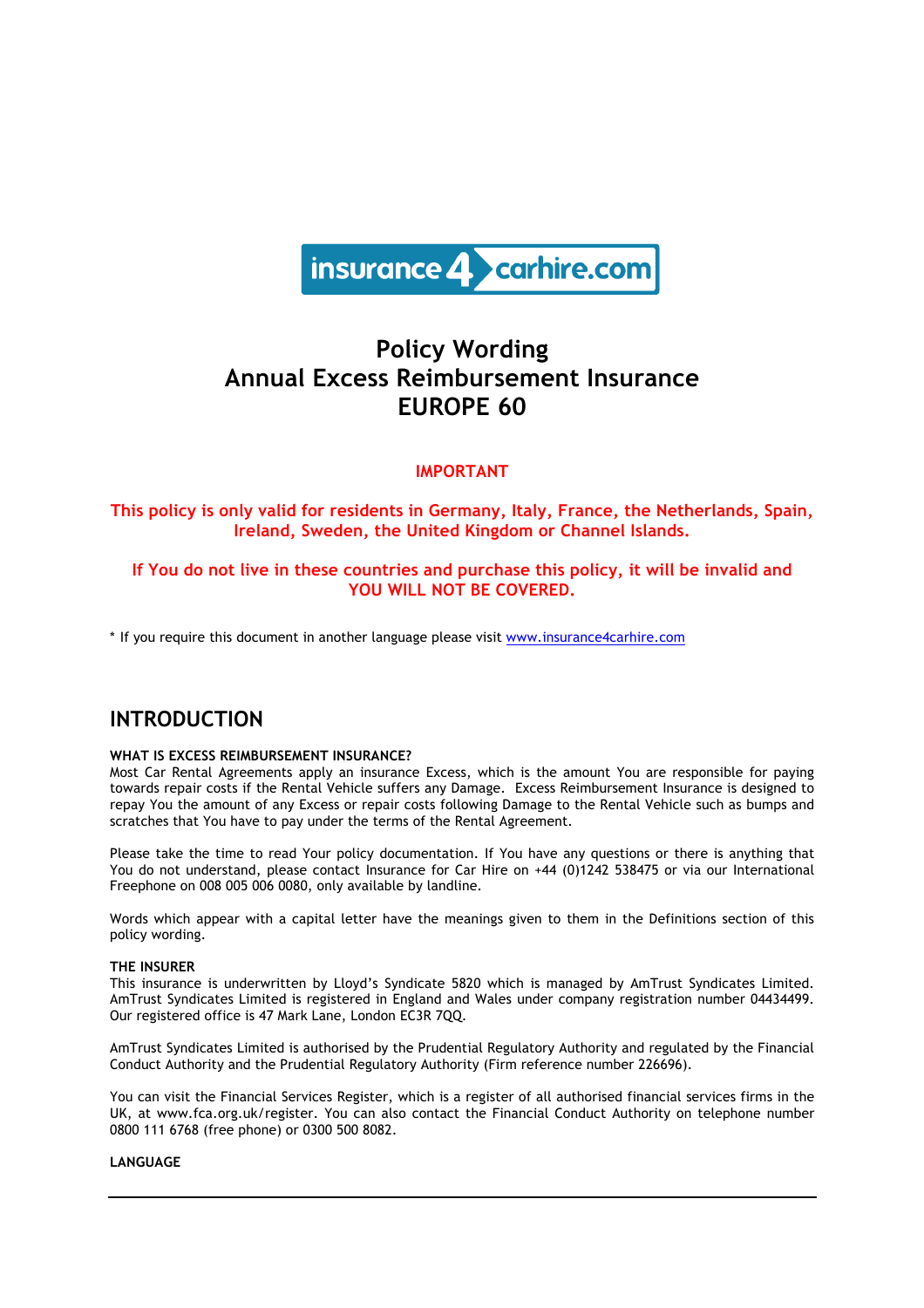insurance4carhire.com

# Policy Wording
# Annual Excess Reimbursement Insurance
# EUROPE 60

**IMPORTANT**

**This policy is only valid for residents in Germany, Italy, France, the Netherlands, Spain, Ireland, Sweden, the United Kingdom or Channel Islands.**

**If You do not live in these countries and purchase this policy, it will be invalid and YOU WILL NOT BE COVERED.**

* If you require this document in another language please visit www.insurance4carhire.com

## INTRODUCTION

**WHAT IS EXCESS REIMBURSEMENT INSURANCE?**

Most Car Rental Agreements apply an insurance Excess, which is the amount You are responsible for paying towards repair costs if the Rental Vehicle suffers any Damage. Excess Reimbursement Insurance is designed to repay You the amount of any Excess or repair costs following Damage to the Rental Vehicle such as bumps and scratches that You have to pay under the terms of the Rental Agreement.

Please take the time to read Your policy documentation. If You have any questions or there is anything that You do not understand, please contact Insurance for Car Hire on +44 (0)1242 538475 or via our International Freephone on 008 005 006 0080, only available by landline.

Words which appear with a capital letter have the meanings given to them in the Definitions section of this policy wording.

**THE INSURER**

This insurance is underwritten by Lloyd's Syndicate 5820 which is managed by AmTrust Syndicates Limited. AmTrust Syndicates Limited is registered in England and Wales under company registration number 04434499. Our registered office is 47 Mark Lane, London EC3R 7QQ.

AmTrust Syndicates Limited is authorised by the Prudential Regulatory Authority and regulated by the Financial Conduct Authority and the Prudential Regulatory Authority (Firm reference number 226696).

You can visit the Financial Services Register, which is a register of all authorised financial services firms in the UK, at www.fca.org.uk/register. You can also contact the Financial Conduct Authority on telephone number 0800 111 6768 (free phone) or 0300 500 8082.

**LANGUAGE**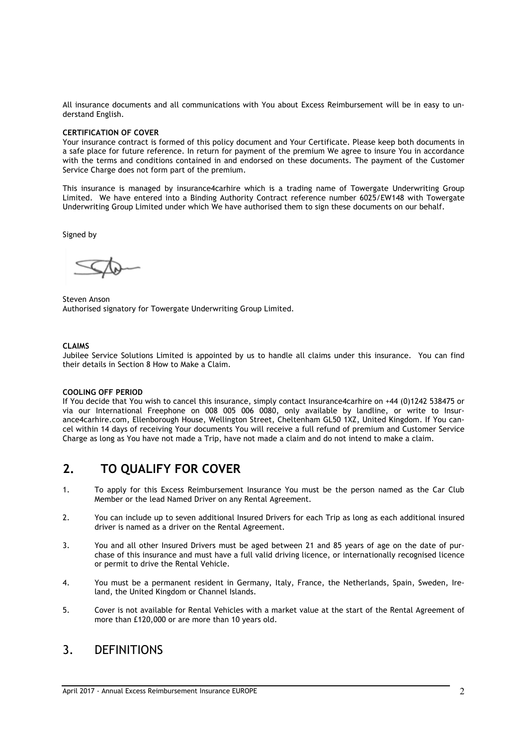All insurance documents and all communications with You about Excess Reimbursement will be in easy to understand English.

**CERTIFICATION OF COVER**

Your insurance contract is formed of this policy document and Your Certificate. Please keep both documents in a safe place for future reference. In return for payment of the premium We agree to insure You in accordance with the terms and conditions contained in and endorsed on these documents. The payment of the Customer Service Charge does not form part of the premium.

This insurance is managed by insurance4carhire which is a trading name of Towergate Underwriting Group Limited. We have entered into a Binding Authority Contract reference number 6025/EW148 with Towergate Underwriting Group Limited under which We have authorised them to sign these documents on our behalf.

Signed by

Steven Anson
Authorised signatory for Towergate Underwriting Group Limited.

**CLAIMS**

Jubilee Service Solutions Limited is appointed by us to handle all claims under this insurance. You can find their details in Section 8 How to Make a Claim.

**COOLING OFF PERIOD**

If You decide that You wish to cancel this insurance, simply contact Insurance4carhire on +44 (0)1242 538475 or via our International Freephone on 008 005 006 0080, only available by landline, or write to Insurance4carhire.com, Ellenborough House, Wellington Street, Cheltenham GL50 1XZ, United Kingdom. If You cancel within 14 days of receiving Your documents You will receive a full refund of premium and Customer Service Charge as long as You have not made a Trip, have not made a claim and do not intend to make a claim.

## 2. TO QUALIFY FOR COVER

1. To apply for this Excess Reimbursement Insurance You must be the person named as the Car Club Member or the lead Named Driver on any Rental Agreement.
2. You can include up to seven additional Insured Drivers for each Trip as long as each additional insured driver is named as a driver on the Rental Agreement.
3. You and all other Insured Drivers must be aged between 21 and 85 years of age on the date of purchase of this insurance and must have a full valid driving licence, or internationally recognised licence or permit to drive the Rental Vehicle.
4. You must be a permanent resident in Germany, Italy, France, the Netherlands, Spain, Sweden, Ireland, the United Kingdom or Channel Islands.
5. Cover is not available for Rental Vehicles with a market value at the start of the Rental Agreement of more than £120,000 or are more than 10 years old.

## 3. DEFINITIONS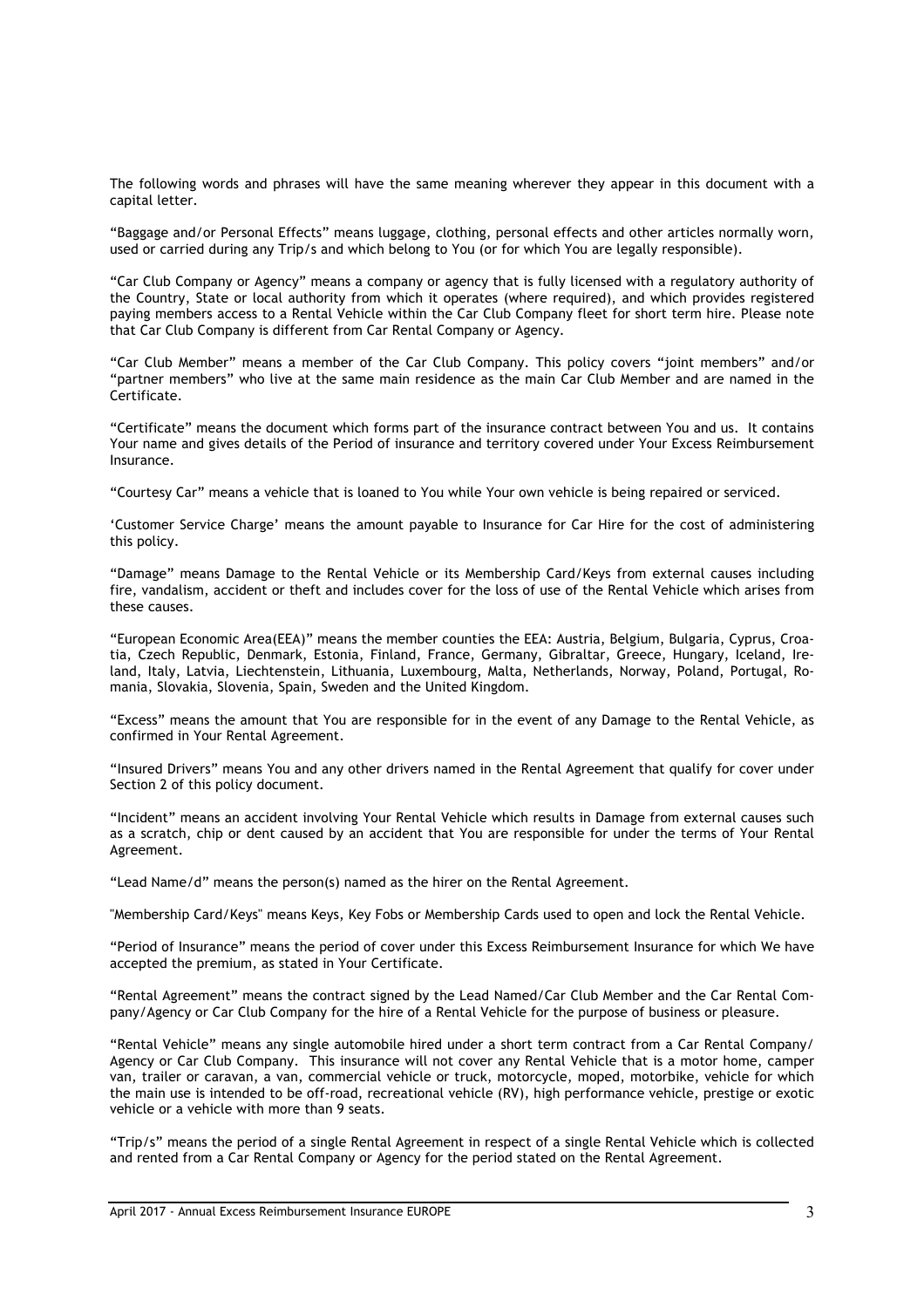The following words and phrases will have the same meaning wherever they appear in this document with a capital letter.

"Baggage and/or Personal Effects" means luggage, clothing, personal effects and other articles normally worn, used or carried during any Trip/s and which belong to You (or for which You are legally responsible).

"Car Club Company or Agency" means a company or agency that is fully licensed with a regulatory authority of the Country, State or local authority from which it operates (where required), and which provides registered paying members access to a Rental Vehicle within the Car Club Company fleet for short term hire. Please note that Car Club Company is different from Car Rental Company or Agency.

"Car Club Member" means a member of the Car Club Company. This policy covers "joint members" and/or "partner members" who live at the same main residence as the main Car Club Member and are named in the Certificate.

"Certificate" means the document which forms part of the insurance contract between You and us. It contains Your name and gives details of the Period of insurance and territory covered under Your Excess Reimbursement Insurance.

"Courtesy Car" means a vehicle that is loaned to You while Your own vehicle is being repaired or serviced.

'Customer Service Charge' means the amount payable to Insurance for Car Hire for the cost of administering this policy.

"Damage" means Damage to the Rental Vehicle or its Membership Card/Keys from external causes including fire, vandalism, accident or theft and includes cover for the loss of use of the Rental Vehicle which arises from these causes.

"European Economic Area(EEA)" means the member counties the EEA: Austria, Belgium, Bulgaria, Cyprus, Croatia, Czech Republic, Denmark, Estonia, Finland, France, Germany, Gibraltar, Greece, Hungary, Iceland, Ireland, Italy, Latvia, Liechtenstein, Lithuania, Luxembourg, Malta, Netherlands, Norway, Poland, Portugal, Romania, Slovakia, Slovenia, Spain, Sweden and the United Kingdom.

"Excess" means the amount that You are responsible for in the event of any Damage to the Rental Vehicle, as confirmed in Your Rental Agreement.

"Insured Drivers" means You and any other drivers named in the Rental Agreement that qualify for cover under Section 2 of this policy document.

"Incident" means an accident involving Your Rental Vehicle which results in Damage from external causes such as a scratch, chip or dent caused by an accident that You are responsible for under the terms of Your Rental Agreement.

"Lead Name/d" means the person(s) named as the hirer on the Rental Agreement.

"Membership Card/Keys" means Keys, Key Fobs or Membership Cards used to open and lock the Rental Vehicle.

"Period of Insurance" means the period of cover under this Excess Reimbursement Insurance for which We have accepted the premium, as stated in Your Certificate.

"Rental Agreement" means the contract signed by the Lead Named/Car Club Member and the Car Rental Company/Agency or Car Club Company for the hire of a Rental Vehicle for the purpose of business or pleasure.

"Rental Vehicle" means any single automobile hired under a short term contract from a Car Rental Company/ Agency or Car Club Company. This insurance will not cover any Rental Vehicle that is a motor home, camper van, trailer or caravan, a van, commercial vehicle or truck, motorcycle, moped, motorbike, vehicle for which the main use is intended to be off-road, recreational vehicle (RV), high performance vehicle, prestige or exotic vehicle or a vehicle with more than 9 seats.

"Trip/s" means the period of a single Rental Agreement in respect of a single Rental Vehicle which is collected and rented from a Car Rental Company or Agency for the period stated on the Rental Agreement.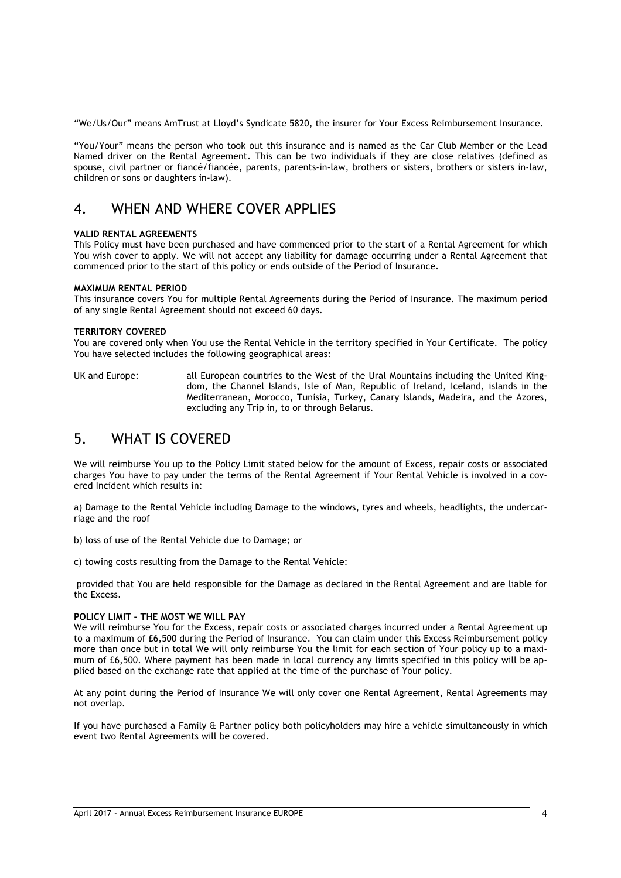"We/Us/Our" means AmTrust at Lloyd's Syndicate 5820, the insurer for Your Excess Reimbursement Insurance.

"You/Your" means the person who took out this insurance and is named as the Car Club Member or the Lead Named driver on the Rental Agreement. This can be two individuals if they are close relatives (defined as spouse, civil partner or fiancé/fiancée, parents, parents-in-law, brothers or sisters, brothers or sisters in-law, children or sons or daughters in-law).

## 4. WHEN AND WHERE COVER APPLIES

**VALID RENTAL AGREEMENTS**
This Policy must have been purchased and have commenced prior to the start of a Rental Agreement for which You wish cover to apply. We will not accept any liability for damage occurring under a Rental Agreement that commenced prior to the start of this policy or ends outside of the Period of Insurance.

**MAXIMUM RENTAL PERIOD**
This insurance covers You for multiple Rental Agreements during the Period of Insurance. The maximum period of any single Rental Agreement should not exceed 60 days.

**TERRITORY COVERED**
You are covered only when You use the Rental Vehicle in the territory specified in Your Certificate. The policy You have selected includes the following geographical areas:

UK and Europe: all European countries to the West of the Ural Mountains including the United Kingdom, the Channel Islands, Isle of Man, Republic of Ireland, Iceland, islands in the Mediterranean, Morocco, Tunisia, Turkey, Canary Islands, Madeira, and the Azores, excluding any Trip in, to or through Belarus.

## 5. WHAT IS COVERED

We will reimburse You up to the Policy Limit stated below for the amount of Excess, repair costs or associated charges You have to pay under the terms of the Rental Agreement if Your Rental Vehicle is involved in a covered Incident which results in:

a) Damage to the Rental Vehicle including Damage to the windows, tyres and wheels, headlights, the undercarriage and the roof

b) loss of use of the Rental Vehicle due to Damage; or

c) towing costs resulting from the Damage to the Rental Vehicle:

provided that You are held responsible for the Damage as declared in the Rental Agreement and are liable for the Excess.

**POLICY LIMIT – THE MOST WE WILL PAY**
We will reimburse You for the Excess, repair costs or associated charges incurred under a Rental Agreement up to a maximum of £6,500 during the Period of Insurance. You can claim under this Excess Reimbursement policy more than once but in total We will only reimburse You the limit for each section of Your policy up to a maximum of £6,500. Where payment has been made in local currency any limits specified in this policy will be applied based on the exchange rate that applied at the time of the purchase of Your policy.

At any point during the Period of Insurance We will only cover one Rental Agreement, Rental Agreements may not overlap.

If you have purchased a Family & Partner policy both policyholders may hire a vehicle simultaneously in which event two Rental Agreements will be covered.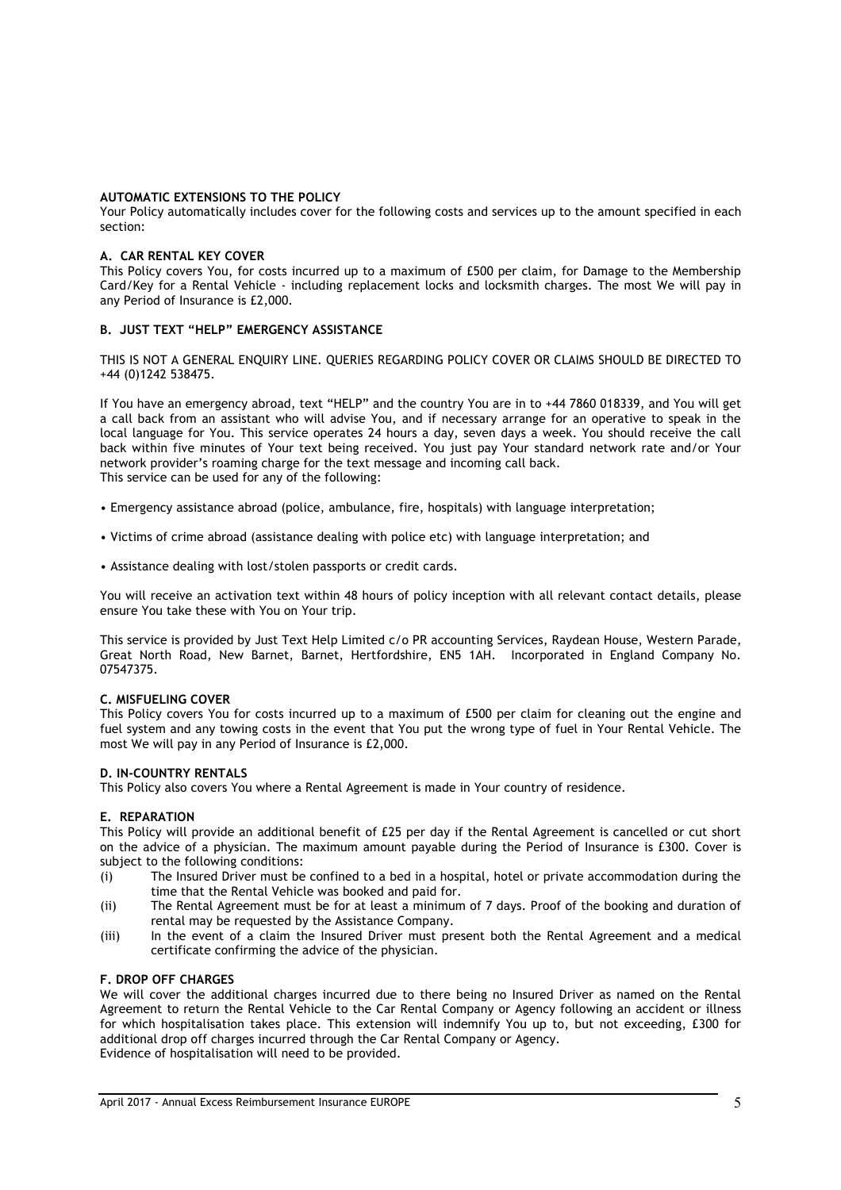## AUTOMATIC EXTENSIONS TO THE POLICY

Your Policy automatically includes cover for the following costs and services up to the amount specified in each section:

### A. CAR RENTAL KEY COVER

This Policy covers You, for costs incurred up to a maximum of £500 per claim, for Damage to the Membership Card/Key for a Rental Vehicle - including replacement locks and locksmith charges. The most We will pay in any Period of Insurance is £2,000.

### B. JUST TEXT "HELP" EMERGENCY ASSISTANCE

THIS IS NOT A GENERAL ENQUIRY LINE. QUERIES REGARDING POLICY COVER OR CLAIMS SHOULD BE DIRECTED TO +44 (0)1242 538475.

If You have an emergency abroad, text "HELP" and the country You are in to +44 7860 018339, and You will get a call back from an assistant who will advise You, and if necessary arrange for an operative to speak in the local language for You. This service operates 24 hours a day, seven days a week. You should receive the call back within five minutes of Your text being received. You just pay Your standard network rate and/or Your network provider's roaming charge for the text message and incoming call back.
This service can be used for any of the following:

- Emergency assistance abroad (police, ambulance, fire, hospitals) with language interpretation;
- Victims of crime abroad (assistance dealing with police etc) with language interpretation; and
- Assistance dealing with lost/stolen passports or credit cards.

You will receive an activation text within 48 hours of policy inception with all relevant contact details, please ensure You take these with You on Your trip.

This service is provided by Just Text Help Limited c/o PR accounting Services, Raydean House, Western Parade, Great North Road, New Barnet, Barnet, Hertfordshire, EN5 1AH. Incorporated in England Company No. 07547375.

### C. MISFUELING COVER

This Policy covers You for costs incurred up to a maximum of £500 per claim for cleaning out the engine and fuel system and any towing costs in the event that You put the wrong type of fuel in Your Rental Vehicle. The most We will pay in any Period of Insurance is £2,000.

### D. IN-COUNTRY RENTALS

This Policy also covers You where a Rental Agreement is made in Your country of residence.

### E. REPARATION

This Policy will provide an additional benefit of £25 per day if the Rental Agreement is cancelled or cut short on the advice of a physician. The maximum amount payable during the Period of Insurance is £300. Cover is subject to the following conditions:

(i) The Insured Driver must be confined to a bed in a hospital, hotel or private accommodation during the time that the Rental Vehicle was booked and paid for.

(ii) The Rental Agreement must be for at least a minimum of 7 days. Proof of the booking and duration of rental may be requested by the Assistance Company.

(iii) In the event of a claim the Insured Driver must present both the Rental Agreement and a medical certificate confirming the advice of the physician.

### F. DROP OFF CHARGES

We will cover the additional charges incurred due to there being no Insured Driver as named on the Rental Agreement to return the Rental Vehicle to the Car Rental Company or Agency following an accident or illness for which hospitalisation takes place. This extension will indemnify You up to, but not exceeding, £300 for additional drop off charges incurred through the Car Rental Company or Agency.
Evidence of hospitalisation will need to be provided.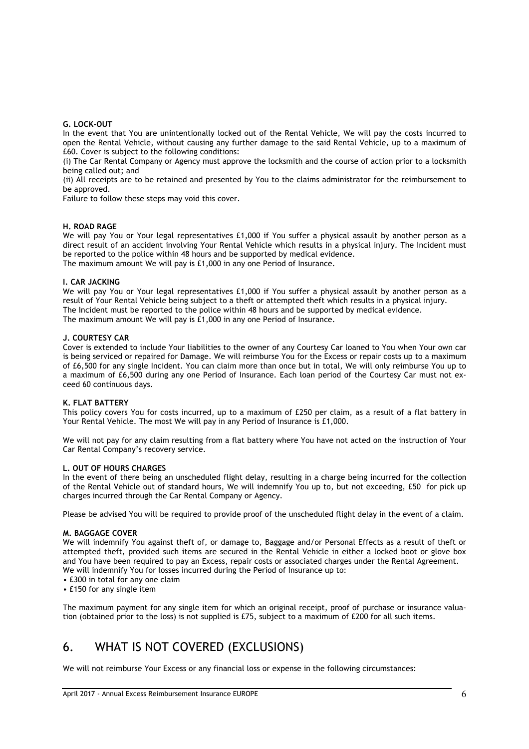#### G. LOCK-OUT

In the event that You are unintentionally locked out of the Rental Vehicle, We will pay the costs incurred to open the Rental Vehicle, without causing any further damage to the said Rental Vehicle, up to a maximum of £60. Cover is subject to the following conditions:

(i) The Car Rental Company or Agency must approve the locksmith and the course of action prior to a locksmith being called out; and

(ii) All receipts are to be retained and presented by You to the claims administrator for the reimbursement to be approved.

Failure to follow these steps may void this cover.

#### H. ROAD RAGE

We will pay You or Your legal representatives £1,000 if You suffer a physical assault by another person as a direct result of an accident involving Your Rental Vehicle which results in a physical injury. The Incident must be reported to the police within 48 hours and be supported by medical evidence.

The maximum amount We will pay is £1,000 in any one Period of Insurance.

#### I. CAR JACKING

We will pay You or Your legal representatives £1,000 if You suffer a physical assault by another person as a result of Your Rental Vehicle being subject to a theft or attempted theft which results in a physical injury.

The Incident must be reported to the police within 48 hours and be supported by medical evidence.

The maximum amount We will pay is £1,000 in any one Period of Insurance.

#### J. COURTESY CAR

Cover is extended to include Your liabilities to the owner of any Courtesy Car loaned to You when Your own car is being serviced or repaired for Damage. We will reimburse You for the Excess or repair costs up to a maximum of £6,500 for any single Incident. You can claim more than once but in total, We will only reimburse You up to a maximum of £6,500 during any one Period of Insurance. Each loan period of the Courtesy Car must not exceed 60 continuous days.

#### K. FLAT BATTERY

This policy covers You for costs incurred, up to a maximum of £250 per claim, as a result of a flat battery in Your Rental Vehicle. The most We will pay in any Period of Insurance is £1,000.

We will not pay for any claim resulting from a flat battery where You have not acted on the instruction of Your Car Rental Company's recovery service.

#### L. OUT OF HOURS CHARGES

In the event of there being an unscheduled flight delay, resulting in a charge being incurred for the collection of the Rental Vehicle out of standard hours, We will indemnify You up to, but not exceeding, £50 for pick up charges incurred through the Car Rental Company or Agency.

Please be advised You will be required to provide proof of the unscheduled flight delay in the event of a claim.

#### M. BAGGAGE COVER

We will indemnify You against theft of, or damage to, Baggage and/or Personal Effects as a result of theft or attempted theft, provided such items are secured in the Rental Vehicle in either a locked boot or glove box and You have been required to pay an Excess, repair costs or associated charges under the Rental Agreement.

We will indemnify You for losses incurred during the Period of Insurance up to:

- £300 in total for any one claim
- £150 for any single item

The maximum payment for any single item for which an original receipt, proof of purchase or insurance valuation (obtained prior to the loss) is not supplied is £75, subject to a maximum of £200 for all such items.

## 6. WHAT IS NOT COVERED (EXCLUSIONS)

We will not reimburse Your Excess or any financial loss or expense in the following circumstances: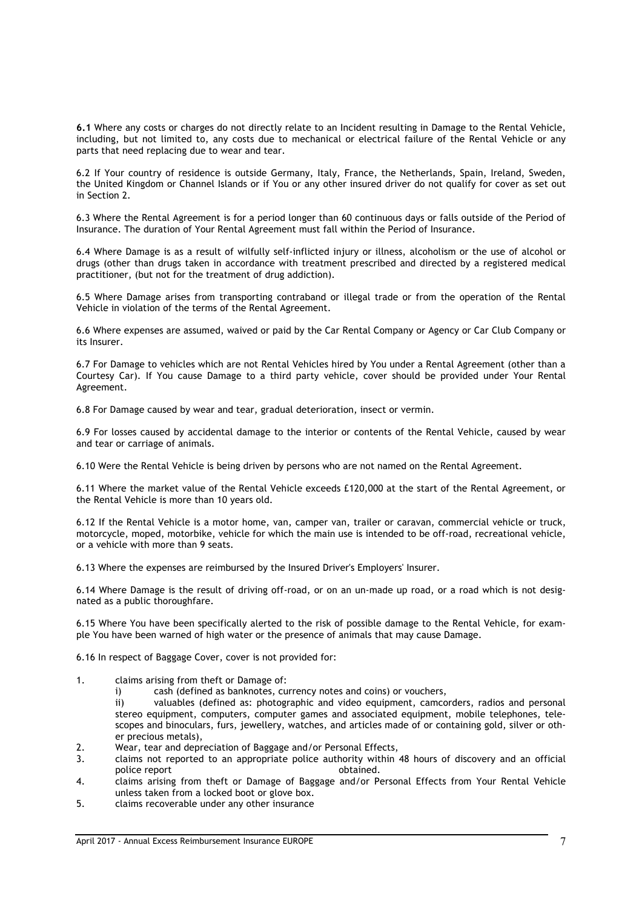**6.1** Where any costs or charges do not directly relate to an Incident resulting in Damage to the Rental Vehicle, including, but not limited to, any costs due to mechanical or electrical failure of the Rental Vehicle or any parts that need replacing due to wear and tear.

6.2 If Your country of residence is outside Germany, Italy, France, the Netherlands, Spain, Ireland, Sweden, the United Kingdom or Channel Islands or if You or any other insured driver do not qualify for cover as set out in Section 2.

6.3 Where the Rental Agreement is for a period longer than 60 continuous days or falls outside of the Period of Insurance. The duration of Your Rental Agreement must fall within the Period of Insurance.

6.4 Where Damage is as a result of wilfully self-inflicted injury or illness, alcoholism or the use of alcohol or drugs (other than drugs taken in accordance with treatment prescribed and directed by a registered medical practitioner, (but not for the treatment of drug addiction).

6.5 Where Damage arises from transporting contraband or illegal trade or from the operation of the Rental Vehicle in violation of the terms of the Rental Agreement.

6.6 Where expenses are assumed, waived or paid by the Car Rental Company or Agency or Car Club Company or its Insurer.

6.7 For Damage to vehicles which are not Rental Vehicles hired by You under a Rental Agreement (other than a Courtesy Car). If You cause Damage to a third party vehicle, cover should be provided under Your Rental Agreement.

6.8 For Damage caused by wear and tear, gradual deterioration, insect or vermin.

6.9 For losses caused by accidental damage to the interior or contents of the Rental Vehicle, caused by wear and tear or carriage of animals.

6.10 Were the Rental Vehicle is being driven by persons who are not named on the Rental Agreement.

6.11 Where the market value of the Rental Vehicle exceeds £120,000 at the start of the Rental Agreement, or the Rental Vehicle is more than 10 years old.

6.12 If the Rental Vehicle is a motor home, van, camper van, trailer or caravan, commercial vehicle or truck, motorcycle, moped, motorbike, vehicle for which the main use is intended to be off-road, recreational vehicle, or a vehicle with more than 9 seats.

6.13 Where the expenses are reimbursed by the Insured Driver's Employers' Insurer.

6.14 Where Damage is the result of driving off-road, or on an un-made up road, or a road which is not designated as a public thoroughfare.

6.15 Where You have been specifically alerted to the risk of possible damage to the Rental Vehicle, for example You have been warned of high water or the presence of animals that may cause Damage.

6.16 In respect of Baggage Cover, cover is not provided for:

1. claims arising from theft or Damage of:
   i) cash (defined as banknotes, currency notes and coins) or vouchers,
   ii) valuables (defined as: photographic and video equipment, camcorders, radios and personal stereo equipment, computers, computer games and associated equipment, mobile telephones, telescopes and binoculars, furs, jewellery, watches, and articles made of or containing gold, silver or other precious metals),
2. Wear, tear and depreciation of Baggage and/or Personal Effects,
3. claims not reported to an appropriate police authority within 48 hours of discovery and an official police report obtained.
4. claims arising from theft or Damage of Baggage and/or Personal Effects from Your Rental Vehicle unless taken from a locked boot or glove box.
5. claims recoverable under any other insurance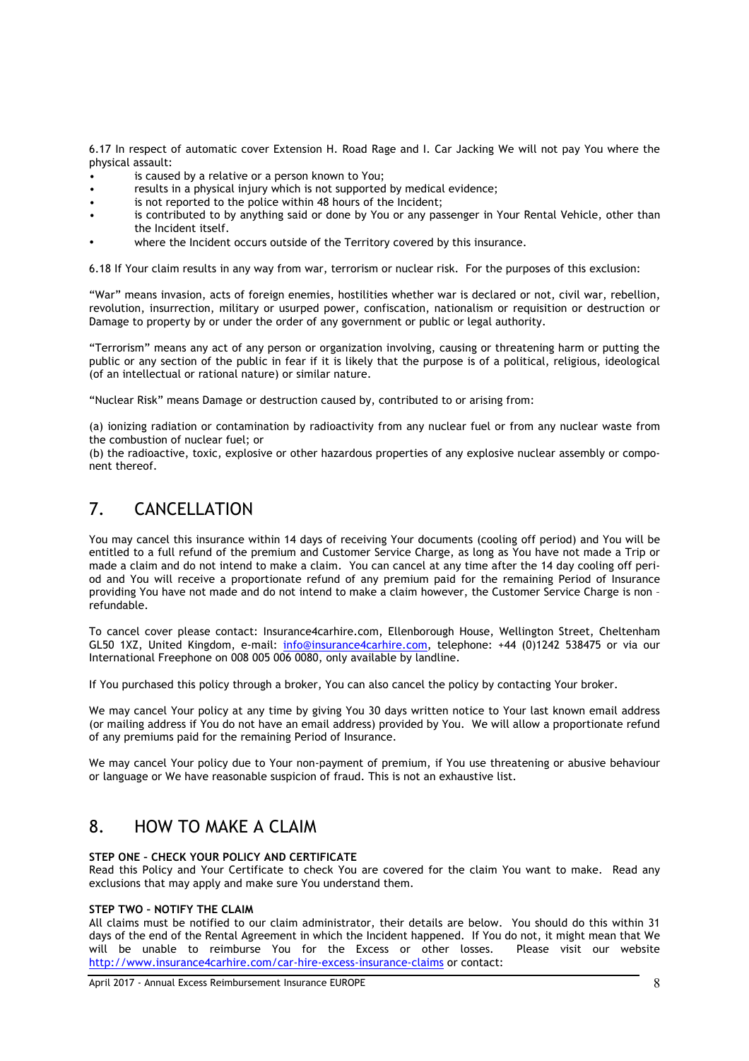6.17 In respect of automatic cover Extension H. Road Rage and I. Car Jacking We will not pay You where the physical assault:

- is caused by a relative or a person known to You;
- results in a physical injury which is not supported by medical evidence;
- is not reported to the police within 48 hours of the Incident;
- is contributed to by anything said or done by You or any passenger in Your Rental Vehicle, other than the Incident itself.
- where the Incident occurs outside of the Territory covered by this insurance.

6.18 If Your claim results in any way from war, terrorism or nuclear risk. For the purposes of this exclusion:

"War" means invasion, acts of foreign enemies, hostilities whether war is declared or not, civil war, rebellion, revolution, insurrection, military or usurped power, confiscation, nationalism or requisition or destruction or Damage to property by or under the order of any government or public or legal authority.

"Terrorism" means any act of any person or organization involving, causing or threatening harm or putting the public or any section of the public in fear if it is likely that the purpose is of a political, religious, ideological (of an intellectual or rational nature) or similar nature.

"Nuclear Risk" means Damage or destruction caused by, contributed to or arising from:

(a) ionizing radiation or contamination by radioactivity from any nuclear fuel or from any nuclear waste from the combustion of nuclear fuel; or
(b) the radioactive, toxic, explosive or other hazardous properties of any explosive nuclear assembly or component thereof.

## 7. CANCELLATION

You may cancel this insurance within 14 days of receiving Your documents (cooling off period) and You will be entitled to a full refund of the premium and Customer Service Charge, as long as You have not made a Trip or made a claim and do not intend to make a claim. You can cancel at any time after the 14 day cooling off period and You will receive a proportionate refund of any premium paid for the remaining Period of Insurance providing You have not made and do not intend to make a claim however, the Customer Service Charge is non – refundable.

To cancel cover please contact: Insurance4carhire.com, Ellenborough House, Wellington Street, Cheltenham GL50 1XZ, United Kingdom, e-mail: info@insurance4carhire.com, telephone: +44 (0)1242 538475 or via our International Freephone on 008 005 006 0080, only available by landline.

If You purchased this policy through a broker, You can also cancel the policy by contacting Your broker.

We may cancel Your policy at any time by giving You 30 days written notice to Your last known email address (or mailing address if You do not have an email address) provided by You. We will allow a proportionate refund of any premiums paid for the remaining Period of Insurance.

We may cancel Your policy due to Your non-payment of premium, if You use threatening or abusive behaviour or language or We have reasonable suspicion of fraud. This is not an exhaustive list.

## 8. HOW TO MAKE A CLAIM

**STEP ONE – CHECK YOUR POLICY AND CERTIFICATE**
Read this Policy and Your Certificate to check You are covered for the claim You want to make. Read any exclusions that may apply and make sure You understand them.

**STEP TWO – NOTIFY THE CLAIM**
All claims must be notified to our claim administrator, their details are below. You should do this within 31 days of the end of the Rental Agreement in which the Incident happened. If You do not, it might mean that We will be unable to reimburse You for the Excess or other losses. Please visit our website http://www.insurance4carhire.com/car-hire-excess-insurance-claims or contact: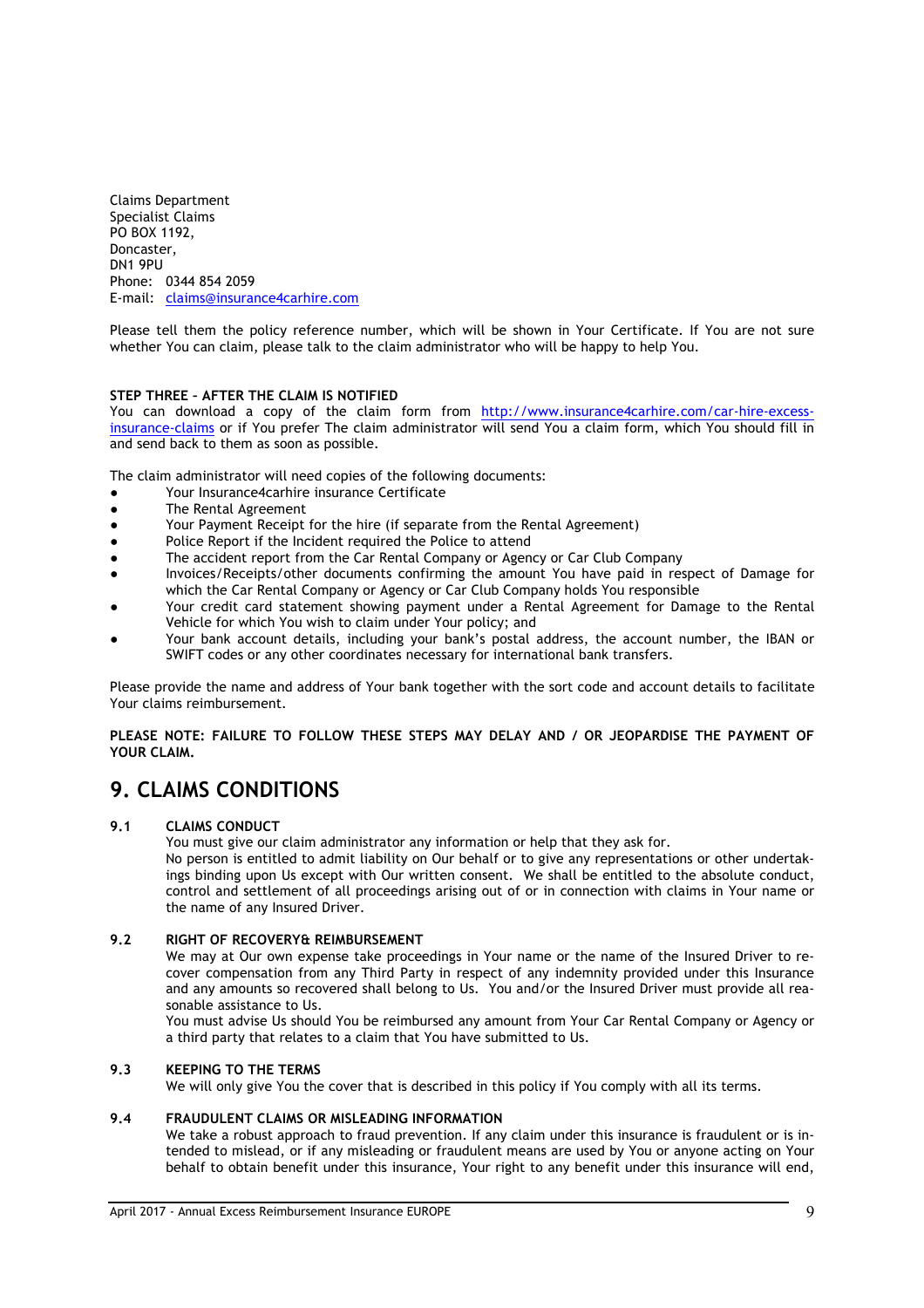Claims Department
Specialist Claims
PO BOX 1192,
Doncaster,
DN1 9PU
Phone: 0344 854 2059
E-mail: claims@insurance4carhire.com

Please tell them the policy reference number, which will be shown in Your Certificate. If You are not sure whether You can claim, please talk to the claim administrator who will be happy to help You.

**STEP THREE – AFTER THE CLAIM IS NOTIFIED**
You can download a copy of the claim form from http://www.insurance4carhire.com/car-hire-excess-insurance-claims or if You prefer The claim administrator will send You a claim form, which You should fill in and send back to them as soon as possible.

The claim administrator will need copies of the following documents:

- Your Insurance4carhire insurance Certificate
- The Rental Agreement
- Your Payment Receipt for the hire (if separate from the Rental Agreement)
- Police Report if the Incident required the Police to attend
- The accident report from the Car Rental Company or Agency or Car Club Company
- Invoices/Receipts/other documents confirming the amount You have paid in respect of Damage for which the Car Rental Company or Agency or Car Club Company holds You responsible
- Your credit card statement showing payment under a Rental Agreement for Damage to the Rental Vehicle for which You wish to claim under Your policy; and
- Your bank account details, including your bank's postal address, the account number, the IBAN or SWIFT codes or any other coordinates necessary for international bank transfers.

Please provide the name and address of Your bank together with the sort code and account details to facilitate Your claims reimbursement.

**PLEASE NOTE: FAILURE TO FOLLOW THESE STEPS MAY DELAY AND / OR JEOPARDISE THE PAYMENT OF YOUR CLAIM.**

## 9. CLAIMS CONDITIONS

**9.1 CLAIMS CONDUCT**
You must give our claim administrator any information or help that they ask for.
No person is entitled to admit liability on Our behalf or to give any representations or other undertakings binding upon Us except with Our written consent. We shall be entitled to the absolute conduct, control and settlement of all proceedings arising out of or in connection with claims in Your name or the name of any Insured Driver.

**9.2 RIGHT OF RECOVERY& REIMBURSEMENT**
We may at Our own expense take proceedings in Your name or the name of the Insured Driver to recover compensation from any Third Party in respect of any indemnity provided under this Insurance and any amounts so recovered shall belong to Us. You and/or the Insured Driver must provide all reasonable assistance to Us.
You must advise Us should You be reimbursed any amount from Your Car Rental Company or Agency or a third party that relates to a claim that You have submitted to Us.

**9.3 KEEPING TO THE TERMS**
We will only give You the cover that is described in this policy if You comply with all its terms.

**9.4 FRAUDULENT CLAIMS OR MISLEADING INFORMATION**
We take a robust approach to fraud prevention. If any claim under this insurance is fraudulent or is intended to mislead, or if any misleading or fraudulent means are used by You or anyone acting on Your behalf to obtain benefit under this insurance, Your right to any benefit under this insurance will end,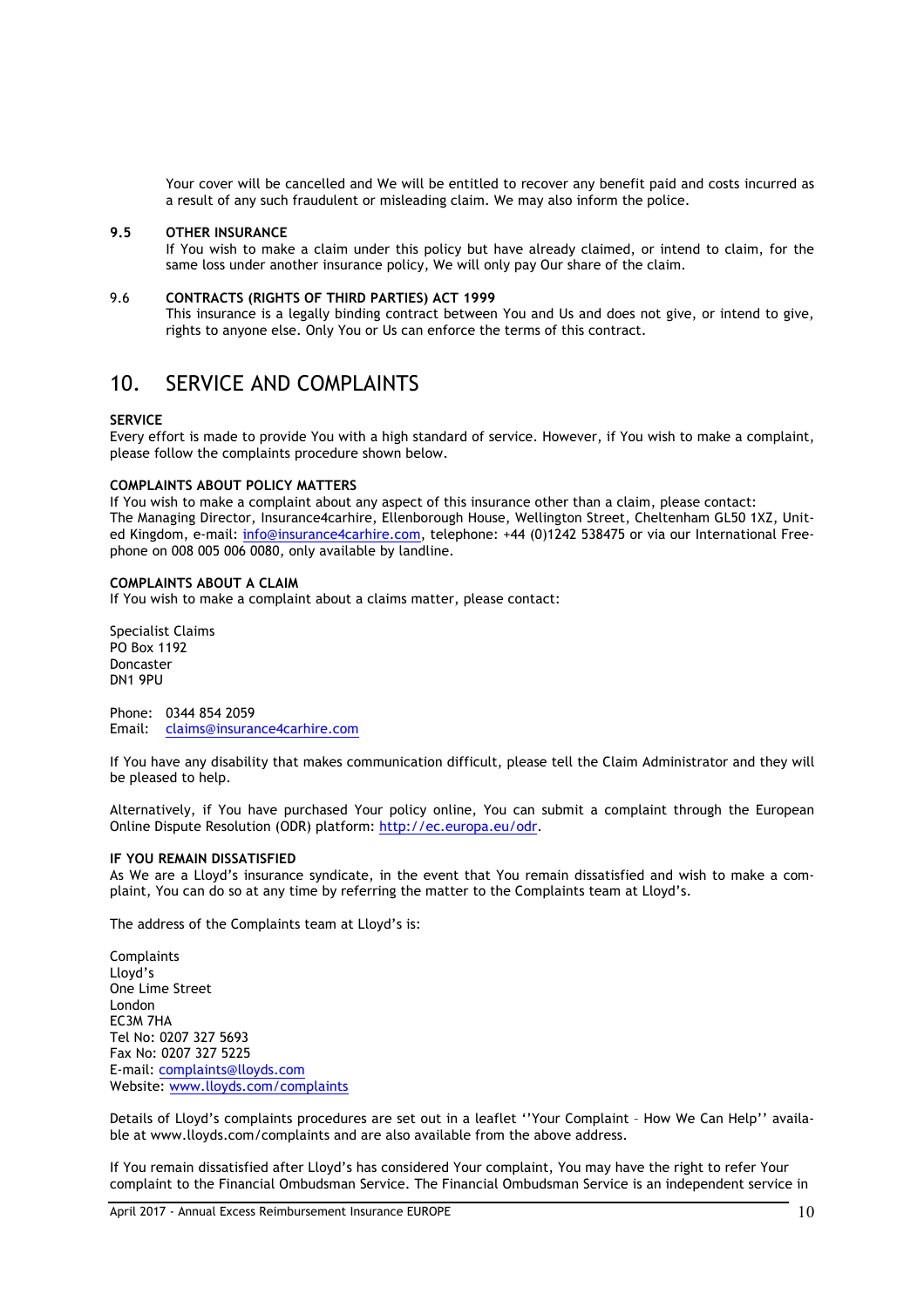Your cover will be cancelled and We will be entitled to recover any benefit paid and costs incurred as a result of any such fraudulent or misleading claim. We may also inform the police.

**9.5 OTHER INSURANCE**

If You wish to make a claim under this policy but have already claimed, or intend to claim, for the same loss under another insurance policy, We will only pay Our share of the claim.

**9.6 CONTRACTS (RIGHTS OF THIRD PARTIES) ACT 1999**

This insurance is a legally binding contract between You and Us and does not give, or intend to give, rights to anyone else. Only You or Us can enforce the terms of this contract.

# 10. SERVICE AND COMPLAINTS

**SERVICE**

Every effort is made to provide You with a high standard of service. However, if You wish to make a complaint, please follow the complaints procedure shown below.

**COMPLAINTS ABOUT POLICY MATTERS**

If You wish to make a complaint about any aspect of this insurance other than a claim, please contact:
The Managing Director, Insurance4carhire, Ellenborough House, Wellington Street, Cheltenham GL50 1XZ, United Kingdom, e-mail: info@insurance4carhire.com, telephone: +44 (0)1242 538475 or via our International Freephone on 008 005 006 0080, only available by landline.

**COMPLAINTS ABOUT A CLAIM**

If You wish to make a complaint about a claims matter, please contact:

Specialist Claims
PO Box 1192
Doncaster
DN1 9PU

Phone: 0344 854 2059
Email: claims@insurance4carhire.com

If You have any disability that makes communication difficult, please tell the Claim Administrator and they will be pleased to help.

Alternatively, if You have purchased Your policy online, You can submit a complaint through the European Online Dispute Resolution (ODR) platform: http://ec.europa.eu/odr.

**IF YOU REMAIN DISSATISFIED**

As We are a Lloyd's insurance syndicate, in the event that You remain dissatisfied and wish to make a complaint, You can do so at any time by referring the matter to the Complaints team at Lloyd's.

The address of the Complaints team at Lloyd's is:

Complaints
Lloyd's
One Lime Street
London
EC3M 7HA
Tel No: 0207 327 5693
Fax No: 0207 327 5225
E-mail: complaints@lloyds.com
Website: www.lloyds.com/complaints

Details of Lloyd's complaints procedures are set out in a leaflet ''Your Complaint – How We Can Help'' available at www.lloyds.com/complaints and are also available from the above address.

If You remain dissatisfied after Lloyd's has considered Your complaint, You may have the right to refer Your complaint to the Financial Ombudsman Service. The Financial Ombudsman Service is an independent service in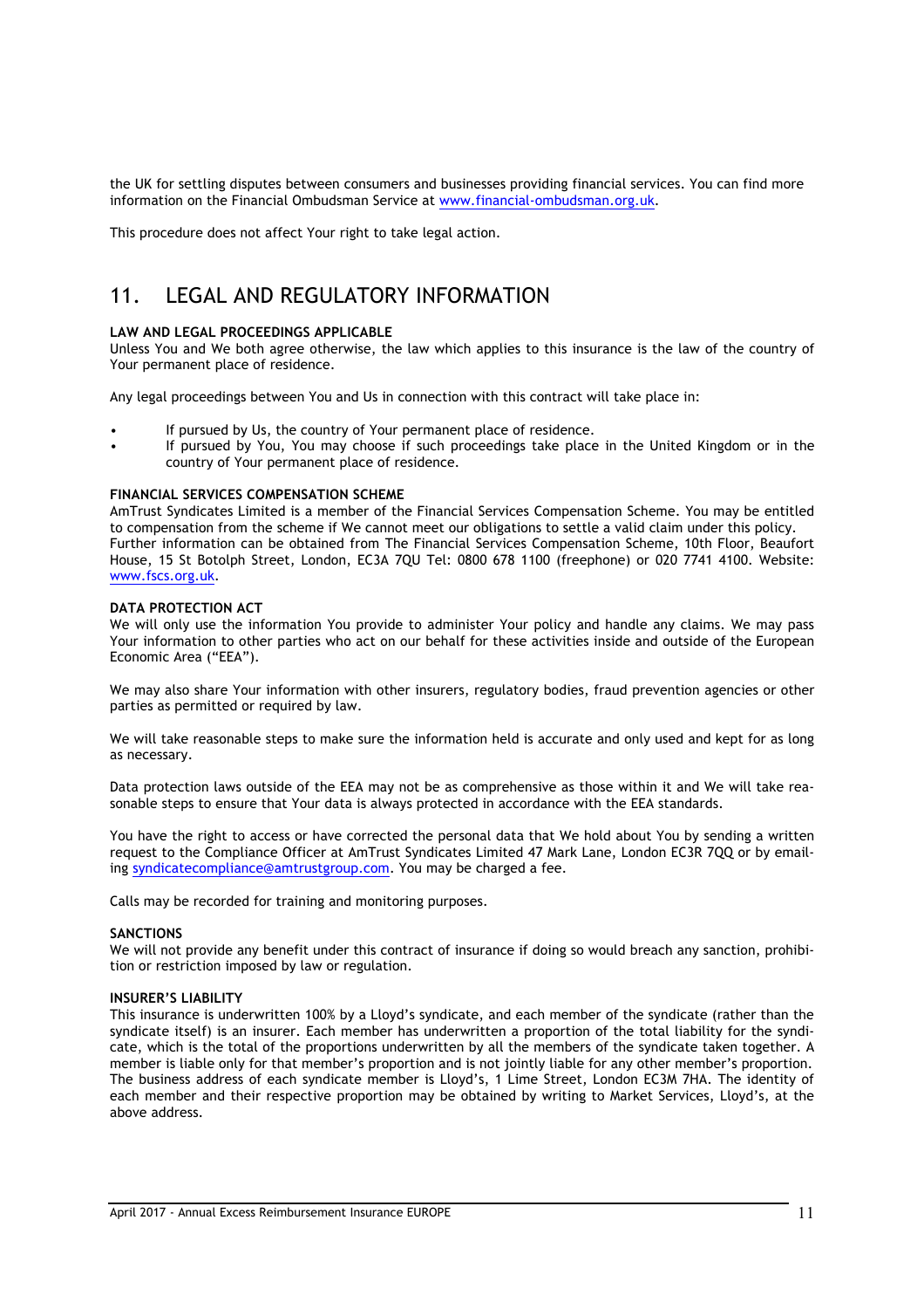the UK for settling disputes between consumers and businesses providing financial services. You can find more information on the Financial Ombudsman Service at www.financial-ombudsman.org.uk.

This procedure does not affect Your right to take legal action.

# 11. LEGAL AND REGULATORY INFORMATION

**LAW AND LEGAL PROCEEDINGS APPLICABLE**

Unless You and We both agree otherwise, the law which applies to this insurance is the law of the country of Your permanent place of residence.

Any legal proceedings between You and Us in connection with this contract will take place in:

- If pursued by Us, the country of Your permanent place of residence.
- If pursued by You, You may choose if such proceedings take place in the United Kingdom or in the country of Your permanent place of residence.

**FINANCIAL SERVICES COMPENSATION SCHEME**

AmTrust Syndicates Limited is a member of the Financial Services Compensation Scheme. You may be entitled to compensation from the scheme if We cannot meet our obligations to settle a valid claim under this policy. Further information can be obtained from The Financial Services Compensation Scheme, 10th Floor, Beaufort House, 15 St Botolph Street, London, EC3A 7QU Tel: 0800 678 1100 (freephone) or 020 7741 4100. Website: www.fscs.org.uk.

**DATA PROTECTION ACT**

We will only use the information You provide to administer Your policy and handle any claims. We may pass Your information to other parties who act on our behalf for these activities inside and outside of the European Economic Area ("EEA").

We may also share Your information with other insurers, regulatory bodies, fraud prevention agencies or other parties as permitted or required by law.

We will take reasonable steps to make sure the information held is accurate and only used and kept for as long as necessary.

Data protection laws outside of the EEA may not be as comprehensive as those within it and We will take reasonable steps to ensure that Your data is always protected in accordance with the EEA standards.

You have the right to access or have corrected the personal data that We hold about You by sending a written request to the Compliance Officer at AmTrust Syndicates Limited 47 Mark Lane, London EC3R 7QQ or by emailing syndicatecompliance@amtrustgroup.com. You may be charged a fee.

Calls may be recorded for training and monitoring purposes.

**SANCTIONS**

We will not provide any benefit under this contract of insurance if doing so would breach any sanction, prohibition or restriction imposed by law or regulation.

**INSURER'S LIABILITY**

This insurance is underwritten 100% by a Lloyd's syndicate, and each member of the syndicate (rather than the syndicate itself) is an insurer. Each member has underwritten a proportion of the total liability for the syndicate, which is the total of the proportions underwritten by all the members of the syndicate taken together. A member is liable only for that member's proportion and is not jointly liable for any other member's proportion. The business address of each syndicate member is Lloyd's, 1 Lime Street, London EC3M 7HA. The identity of each member and their respective proportion may be obtained by writing to Market Services, Lloyd's, at the above address.